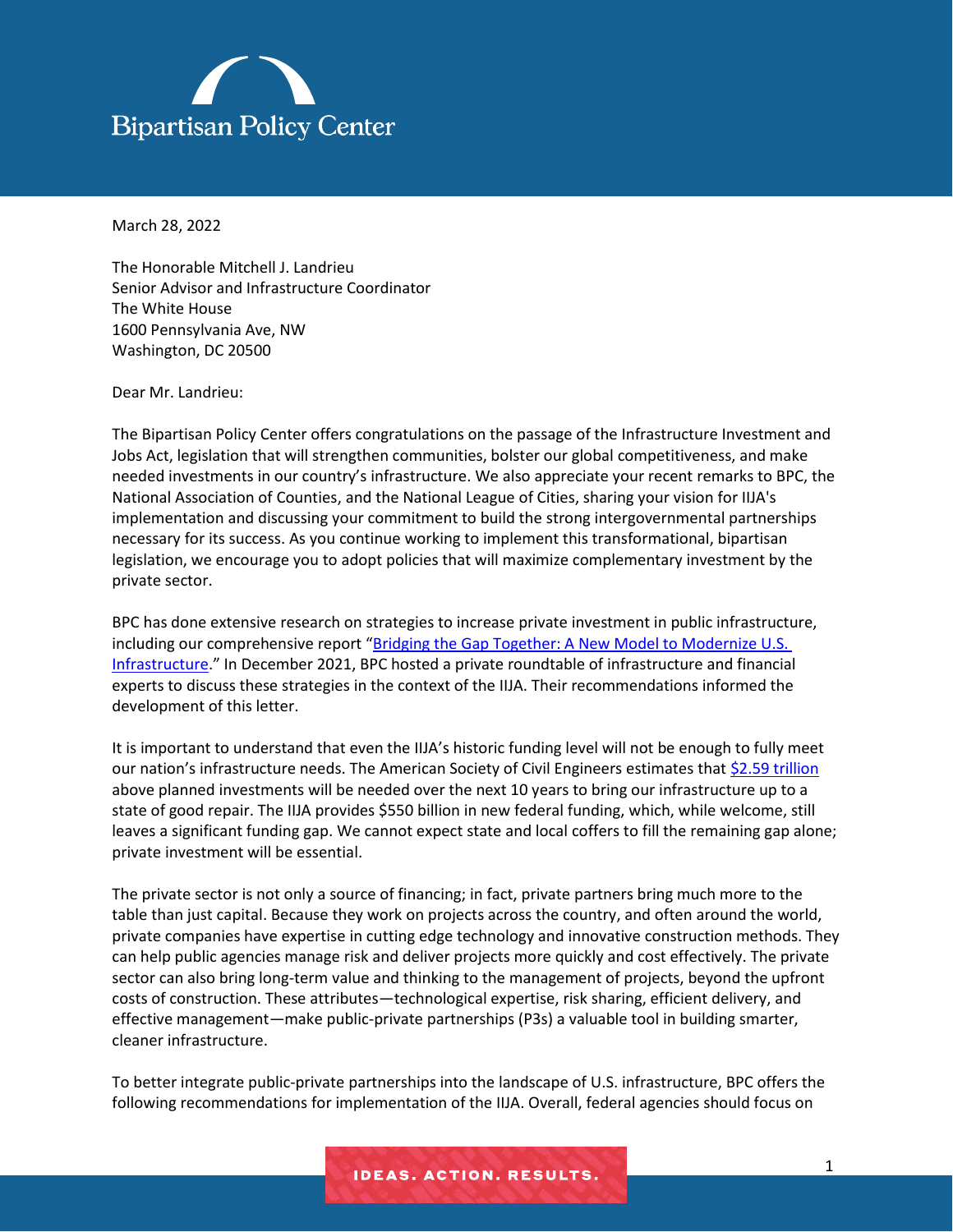Bipartisan Policy Center

March 28, 2022

The Honorable Mitchell J. Landrieu
Senior Advisor and Infrastructure Coordinator
The White House
1600 Pennsylvania Ave, NW
Washington, DC 20500

Dear Mr. Landrieu:

The Bipartisan Policy Center offers congratulations on the passage of the Infrastructure Investment and Jobs Act, legislation that will strengthen communities, bolster our global competitiveness, and make needed investments in our country's infrastructure. We also appreciate your recent remarks to BPC, the National Association of Counties, and the National League of Cities, sharing your vision for IIJA's implementation and discussing your commitment to build the strong intergovernmental partnerships necessary for its success. As you continue working to implement this transformational, bipartisan legislation, we encourage you to adopt policies that will maximize complementary investment by the private sector.

BPC has done extensive research on strategies to increase private investment in public infrastructure, including our comprehensive report "[Bridging the Gap Together: A New Model to Modernize U.S. Infrastructure](#)." In December 2021, BPC hosted a private roundtable of infrastructure and financial experts to discuss these strategies in the context of the IIJA. Their recommendations informed the development of this letter.

It is important to understand that even the IIJA's historic funding level will not be enough to fully meet our nation's infrastructure needs. The American Society of Civil Engineers estimates that [$2.59 trillion](#) above planned investments will be needed over the next 10 years to bring our infrastructure up to a state of good repair. The IIJA provides $550 billion in new federal funding, which, while welcome, still leaves a significant funding gap. We cannot expect state and local coffers to fill the remaining gap alone; private investment will be essential.

The private sector is not only a source of financing; in fact, private partners bring much more to the table than just capital. Because they work on projects across the country, and often around the world, private companies have expertise in cutting edge technology and innovative construction methods. They can help public agencies manage risk and deliver projects more quickly and cost effectively. The private sector can also bring long-term value and thinking to the management of projects, beyond the upfront costs of construction. These attributes—technological expertise, risk sharing, efficient delivery, and effective management—make public-private partnerships (P3s) a valuable tool in building smarter, cleaner infrastructure.

To better integrate public-private partnerships into the landscape of U.S. infrastructure, BPC offers the following recommendations for implementation of the IIJA. Overall, federal agencies should focus on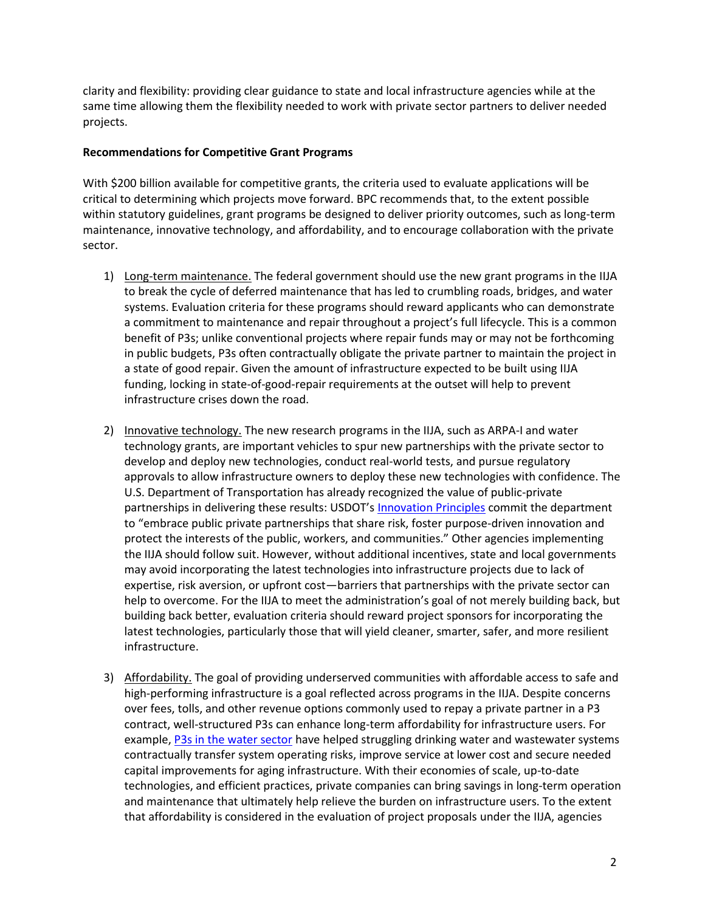clarity and flexibility: providing clear guidance to state and local infrastructure agencies while at the same time allowing them the flexibility needed to work with private sector partners to deliver needed projects.

**Recommendations for Competitive Grant Programs**

With $200 billion available for competitive grants, the criteria used to evaluate applications will be critical to determining which projects move forward. BPC recommends that, to the extent possible within statutory guidelines, grant programs be designed to deliver priority outcomes, such as long-term maintenance, innovative technology, and affordability, and to encourage collaboration with the private sector.

1) Long-term maintenance. The federal government should use the new grant programs in the IIJA to break the cycle of deferred maintenance that has led to crumbling roads, bridges, and water systems. Evaluation criteria for these programs should reward applicants who can demonstrate a commitment to maintenance and repair throughout a project's full lifecycle. This is a common benefit of P3s; unlike conventional projects where repair funds may or may not be forthcoming in public budgets, P3s often contractually obligate the private partner to maintain the project in a state of good repair. Given the amount of infrastructure expected to be built using IIJA funding, locking in state-of-good-repair requirements at the outset will help to prevent infrastructure crises down the road.

2) Innovative technology. The new research programs in the IIJA, such as ARPA-I and water technology grants, are important vehicles to spur new partnerships with the private sector to develop and deploy new technologies, conduct real-world tests, and pursue regulatory approvals to allow infrastructure owners to deploy these new technologies with confidence. The U.S. Department of Transportation has already recognized the value of public-private partnerships in delivering these results: USDOT's Innovation Principles commit the department to "embrace public private partnerships that share risk, foster purpose-driven innovation and protect the interests of the public, workers, and communities." Other agencies implementing the IIJA should follow suit. However, without additional incentives, state and local governments may avoid incorporating the latest technologies into infrastructure projects due to lack of expertise, risk aversion, or upfront cost—barriers that partnerships with the private sector can help to overcome. For the IIJA to meet the administration's goal of not merely building back, but building back better, evaluation criteria should reward project sponsors for incorporating the latest technologies, particularly those that will yield cleaner, smarter, safer, and more resilient infrastructure.

3) Affordability. The goal of providing underserved communities with affordable access to safe and high-performing infrastructure is a goal reflected across programs in the IIJA. Despite concerns over fees, tolls, and other revenue options commonly used to repay a private partner in a P3 contract, well-structured P3s can enhance long-term affordability for infrastructure users. For example, P3s in the water sector have helped struggling drinking water and wastewater systems contractually transfer system operating risks, improve service at lower cost and secure needed capital improvements for aging infrastructure. With their economies of scale, up-to-date technologies, and efficient practices, private companies can bring savings in long-term operation and maintenance that ultimately help relieve the burden on infrastructure users. To the extent that affordability is considered in the evaluation of project proposals under the IIJA, agencies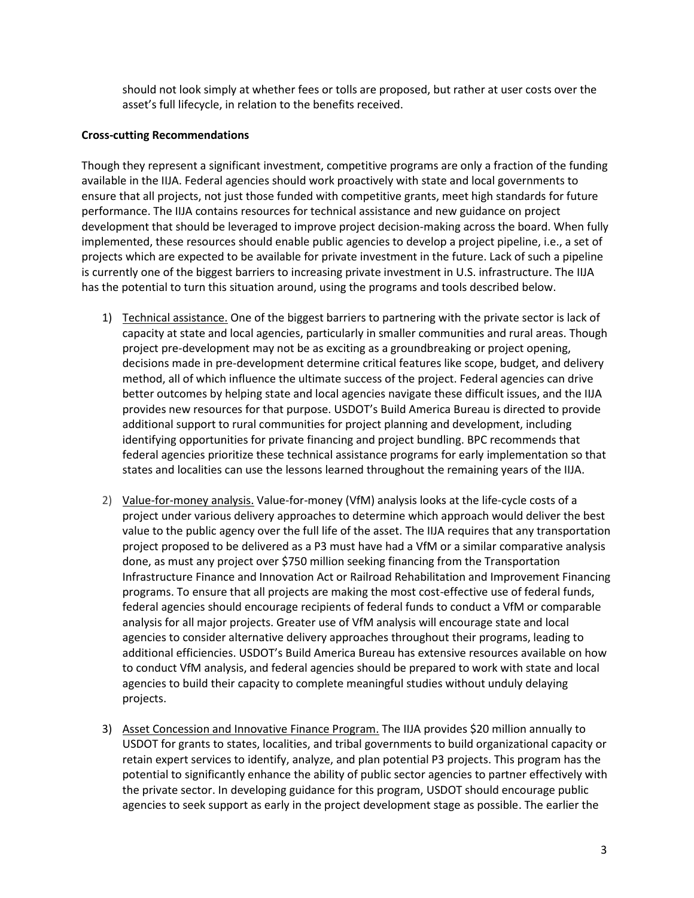should not look simply at whether fees or tolls are proposed, but rather at user costs over the asset's full lifecycle, in relation to the benefits received.

**Cross-cutting Recommendations**

Though they represent a significant investment, competitive programs are only a fraction of the funding available in the IIJA. Federal agencies should work proactively with state and local governments to ensure that all projects, not just those funded with competitive grants, meet high standards for future performance. The IIJA contains resources for technical assistance and new guidance on project development that should be leveraged to improve project decision-making across the board. When fully implemented, these resources should enable public agencies to develop a project pipeline, i.e., a set of projects which are expected to be available for private investment in the future. Lack of such a pipeline is currently one of the biggest barriers to increasing private investment in U.S. infrastructure. The IIJA has the potential to turn this situation around, using the programs and tools described below.

1) <u>Technical assistance.</u> One of the biggest barriers to partnering with the private sector is lack of capacity at state and local agencies, particularly in smaller communities and rural areas. Though project pre-development may not be as exciting as a groundbreaking or project opening, decisions made in pre-development determine critical features like scope, budget, and delivery method, all of which influence the ultimate success of the project. Federal agencies can drive better outcomes by helping state and local agencies navigate these difficult issues, and the IIJA provides new resources for that purpose. USDOT's Build America Bureau is directed to provide additional support to rural communities for project planning and development, including identifying opportunities for private financing and project bundling. BPC recommends that federal agencies prioritize these technical assistance programs for early implementation so that states and localities can use the lessons learned throughout the remaining years of the IIJA.

2) <u>Value-for-money analysis.</u> Value-for-money (VfM) analysis looks at the life-cycle costs of a project under various delivery approaches to determine which approach would deliver the best value to the public agency over the full life of the asset. The IIJA requires that any transportation project proposed to be delivered as a P3 must have had a VfM or a similar comparative analysis done, as must any project over $750 million seeking financing from the Transportation Infrastructure Finance and Innovation Act or Railroad Rehabilitation and Improvement Financing programs. To ensure that all projects are making the most cost-effective use of federal funds, federal agencies should encourage recipients of federal funds to conduct a VfM or comparable analysis for all major projects. Greater use of VfM analysis will encourage state and local agencies to consider alternative delivery approaches throughout their programs, leading to additional efficiencies. USDOT's Build America Bureau has extensive resources available on how to conduct VfM analysis, and federal agencies should be prepared to work with state and local agencies to build their capacity to complete meaningful studies without unduly delaying projects.

3) <u>Asset Concession and Innovative Finance Program.</u> The IIJA provides $20 million annually to USDOT for grants to states, localities, and tribal governments to build organizational capacity or retain expert services to identify, analyze, and plan potential P3 projects. This program has the potential to significantly enhance the ability of public sector agencies to partner effectively with the private sector. In developing guidance for this program, USDOT should encourage public agencies to seek support as early in the project development stage as possible. The earlier the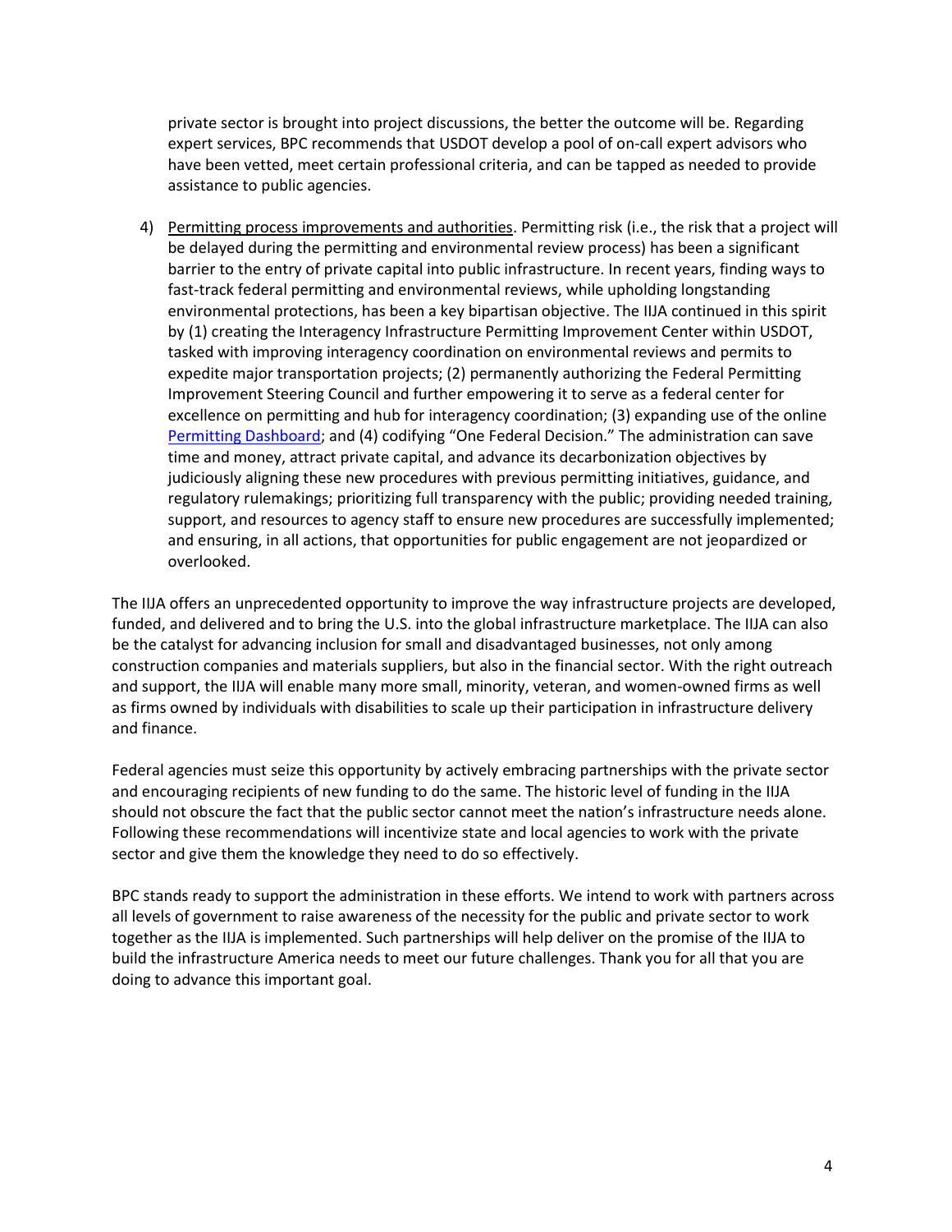private sector is brought into project discussions, the better the outcome will be. Regarding expert services, BPC recommends that USDOT develop a pool of on-call expert advisors who have been vetted, meet certain professional criteria, and can be tapped as needed to provide assistance to public agencies.

4) <u>Permitting process improvements and authorities</u>. Permitting risk (i.e., the risk that a project will be delayed during the permitting and environmental review process) has been a significant barrier to the entry of private capital into public infrastructure. In recent years, finding ways to fast-track federal permitting and environmental reviews, while upholding longstanding environmental protections, has been a key bipartisan objective. The IIJA continued in this spirit by (1) creating the Interagency Infrastructure Permitting Improvement Center within USDOT, tasked with improving interagency coordination on environmental reviews and permits to expedite major transportation projects; (2) permanently authorizing the Federal Permitting Improvement Steering Council and further empowering it to serve as a federal center for excellence on permitting and hub for interagency coordination; (3) expanding use of the online Permitting Dashboard; and (4) codifying "One Federal Decision." The administration can save time and money, attract private capital, and advance its decarbonization objectives by judiciously aligning these new procedures with previous permitting initiatives, guidance, and regulatory rulemakings; prioritizing full transparency with the public; providing needed training, support, and resources to agency staff to ensure new procedures are successfully implemented; and ensuring, in all actions, that opportunities for public engagement are not jeopardized or overlooked.

The IIJA offers an unprecedented opportunity to improve the way infrastructure projects are developed, funded, and delivered and to bring the U.S. into the global infrastructure marketplace. The IIJA can also be the catalyst for advancing inclusion for small and disadvantaged businesses, not only among construction companies and materials suppliers, but also in the financial sector. With the right outreach and support, the IIJA will enable many more small, minority, veteran, and women-owned firms as well as firms owned by individuals with disabilities to scale up their participation in infrastructure delivery and finance.

Federal agencies must seize this opportunity by actively embracing partnerships with the private sector and encouraging recipients of new funding to do the same. The historic level of funding in the IIJA should not obscure the fact that the public sector cannot meet the nation's infrastructure needs alone. Following these recommendations will incentivize state and local agencies to work with the private sector and give them the knowledge they need to do so effectively.

BPC stands ready to support the administration in these efforts. We intend to work with partners across all levels of government to raise awareness of the necessity for the public and private sector to work together as the IIJA is implemented. Such partnerships will help deliver on the promise of the IIJA to build the infrastructure America needs to meet our future challenges. Thank you for all that you are doing to advance this important goal.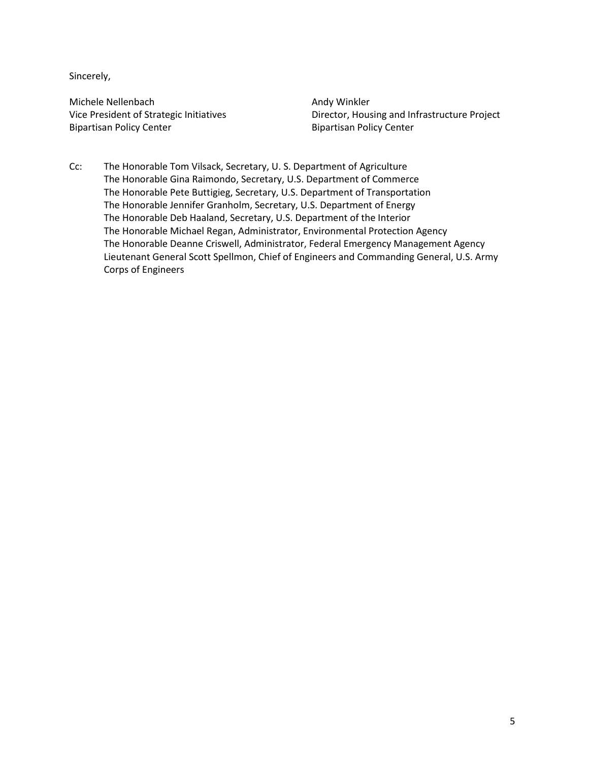Sincerely,

Michele Nellenbach
Vice President of Strategic Initiatives
Bipartisan Policy Center

Andy Winkler
Director, Housing and Infrastructure Project
Bipartisan Policy Center

Cc: The Honorable Tom Vilsack, Secretary, U. S. Department of Agriculture
The Honorable Gina Raimondo, Secretary, U.S. Department of Commerce
The Honorable Pete Buttigieg, Secretary, U.S. Department of Transportation
The Honorable Jennifer Granholm, Secretary, U.S. Department of Energy
The Honorable Deb Haaland, Secretary, U.S. Department of the Interior
The Honorable Michael Regan, Administrator, Environmental Protection Agency
The Honorable Deanne Criswell, Administrator, Federal Emergency Management Agency
Lieutenant General Scott Spellmon, Chief of Engineers and Commanding General, U.S. Army Corps of Engineers